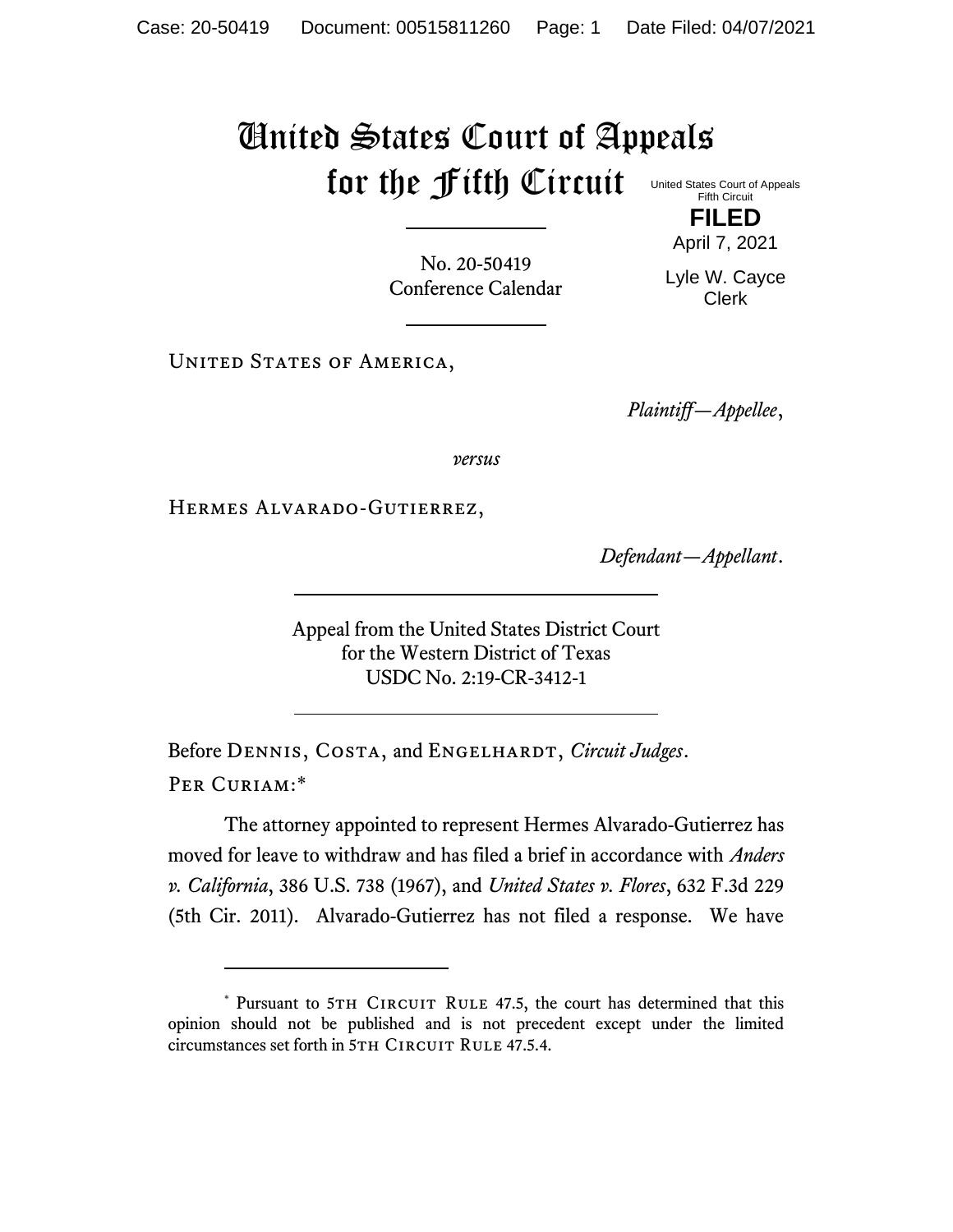# United States Court of Appeals for the Fifth Circuit

United States Court of Appeals
Fifth Circuit

**FILED**

April 7, 2021

Lyle W. Cayce
Clerk

No. 20-50419
Conference Calendar

United States of America,

*Plaintiff—Appellee*,

*versus*

Hermes Alvarado-Gutierrez,

*Defendant—Appellant*.

Appeal from the United States District Court
for the Western District of Texas
USDC No. 2:19-CR-3412-1

Before Dennis, Costa, and Engelhardt, *Circuit Judges*.

Per Curiam:*

The attorney appointed to represent Hermes Alvarado-Gutierrez has moved for leave to withdraw and has filed a brief in accordance with *Anders v. California*, 386 U.S. 738 (1967), and *United States v. Flores*, 632 F.3d 229 (5th Cir. 2011). Alvarado-Gutierrez has not filed a response. We have

---

\* Pursuant to 5th Circuit Rule 47.5, the court has determined that this opinion should not be published and is not precedent except under the limited circumstances set forth in 5th Circuit Rule 47.5.4.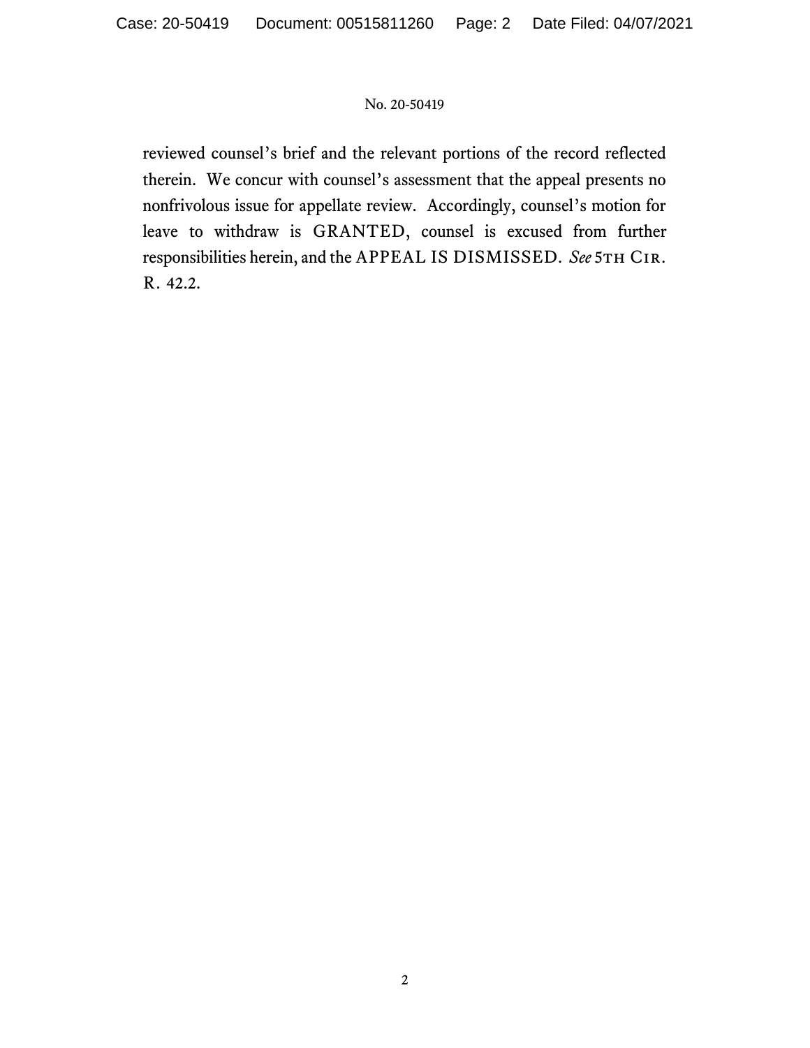reviewed counsel's brief and the relevant portions of the record reflected therein. We concur with counsel's assessment that the appeal presents no nonfrivolous issue for appellate review. Accordingly, counsel's motion for leave to withdraw is GRANTED, counsel is excused from further responsibilities herein, and the APPEAL IS DISMISSED. *See* 5TH CIR. R. 42.2.